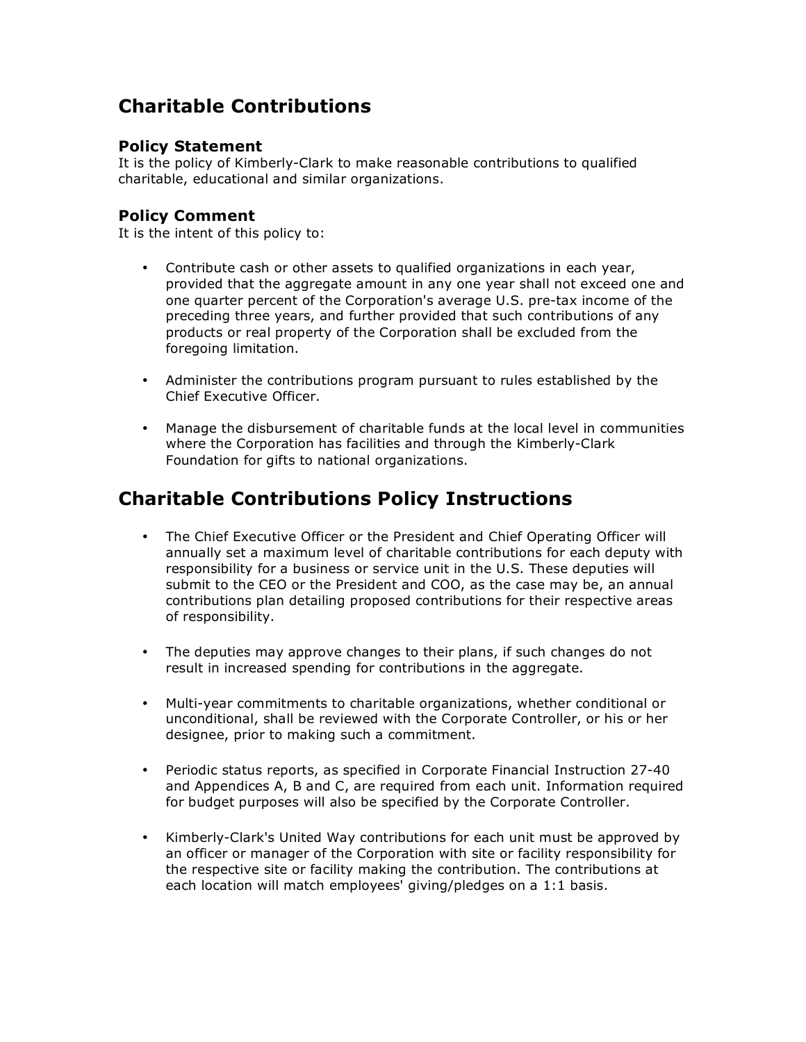# Charitable Contributions

### Policy Statement

It is the policy of Kimberly-Clark to make reasonable contributions to qualified charitable, educational and similar organizations.

### Policy Comment

It is the intent of this policy to:

- Contribute cash or other assets to qualified organizations in each year, provided that the aggregate amount in any one year shall not exceed one and one quarter percent of the Corporation's average U.S. pre-tax income of the preceding three years, and further provided that such contributions of any products or real property of the Corporation shall be excluded from the foregoing limitation.

- Administer the contributions program pursuant to rules established by the Chief Executive Officer.

- Manage the disbursement of charitable funds at the local level in communities where the Corporation has facilities and through the Kimberly-Clark Foundation for gifts to national organizations.

# Charitable Contributions Policy Instructions

- The Chief Executive Officer or the President and Chief Operating Officer will annually set a maximum level of charitable contributions for each deputy with responsibility for a business or service unit in the U.S. These deputies will submit to the CEO or the President and COO, as the case may be, an annual contributions plan detailing proposed contributions for their respective areas of responsibility.

- The deputies may approve changes to their plans, if such changes do not result in increased spending for contributions in the aggregate.

- Multi-year commitments to charitable organizations, whether conditional or unconditional, shall be reviewed with the Corporate Controller, or his or her designee, prior to making such a commitment.

- Periodic status reports, as specified in Corporate Financial Instruction 27-40 and Appendices A, B and C, are required from each unit. Information required for budget purposes will also be specified by the Corporate Controller.

- Kimberly-Clark's United Way contributions for each unit must be approved by an officer or manager of the Corporation with site or facility responsibility for the respective site or facility making the contribution. The contributions at each location will match employees' giving/pledges on a 1:1 basis.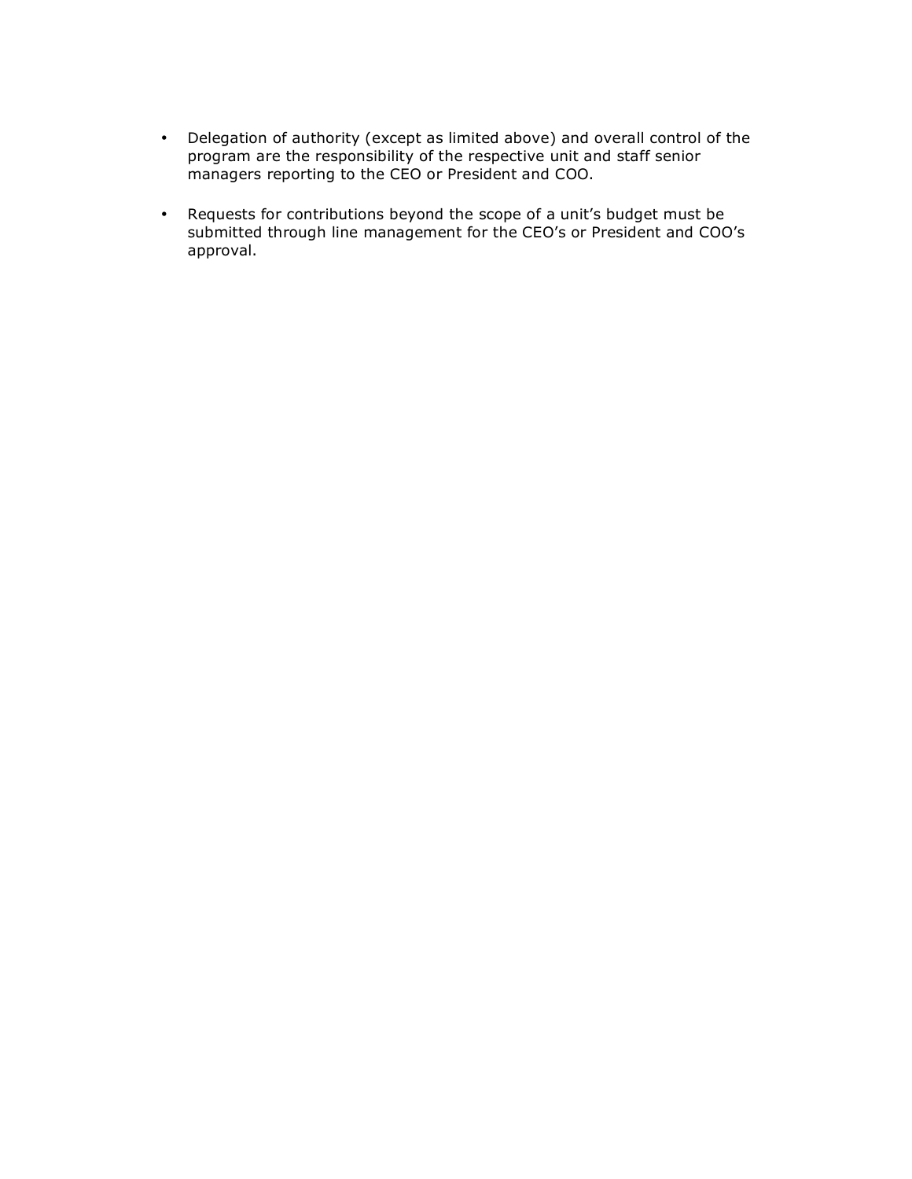- Delegation of authority (except as limited above) and overall control of the program are the responsibility of the respective unit and staff senior managers reporting to the CEO or President and COO.

- Requests for contributions beyond the scope of a unit's budget must be submitted through line management for the CEO's or President and COO's approval.